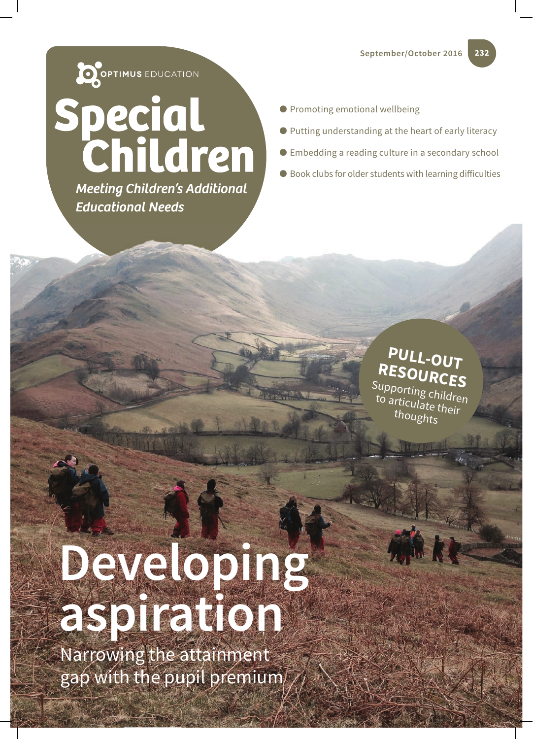OPTIMUS EDUCATION

# Special Children

*Meeting Children's Additional Educational Needs*

September/October 2016

232

- Promoting emotional wellbeing
- Putting understanding at the heart of early literacy
- Embedding a reading culture in a secondary school
- Book clubs for older students with learning difficulties

**PULL-OUT RESOURCES**
Supporting children to articulate their thoughts

# Developing aspiration

Narrowing the attainment gap with the pupil premium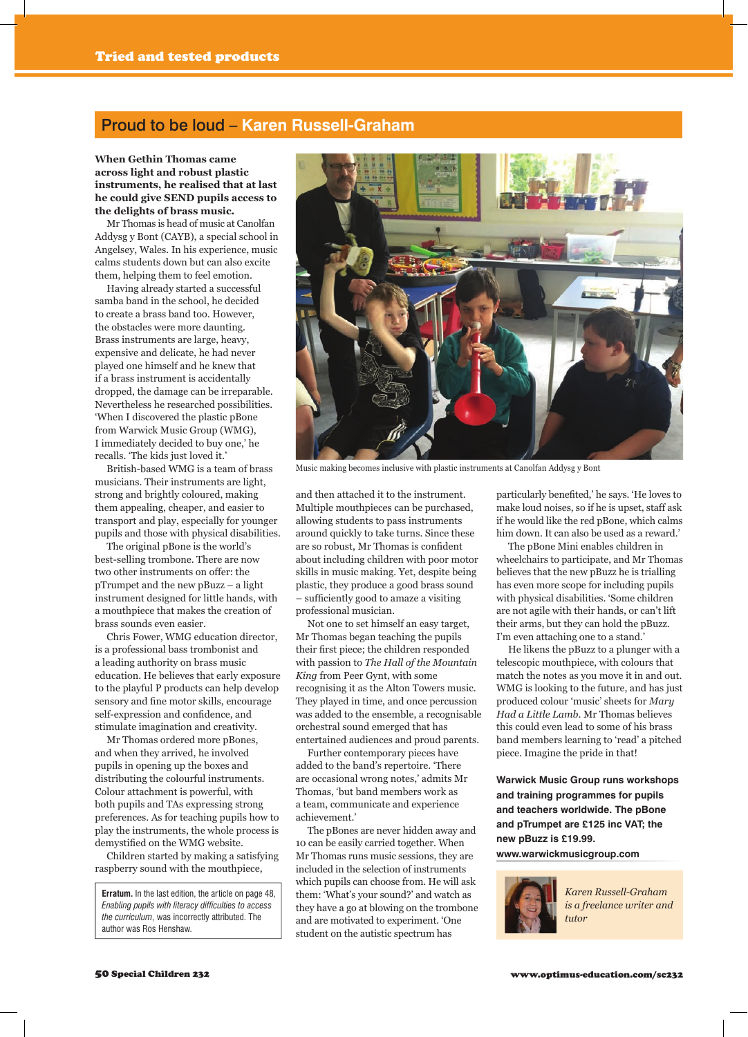## Proud to be loud – Karen Russell-Graham

**When Gethin Thomas came across light and robust plastic instruments, he realised that at last he could give SEND pupils access to the delights of brass music.**

Mr Thomas is head of music at Canolfan Addysg y Bont (CAYB), a special school in Angelsey, Wales. In his experience, music calms students down but can also excite them, helping them to feel emotion.

Having already started a successful samba band in the school, he decided to create a brass band too. However, the obstacles were more daunting. Brass instruments are large, heavy, expensive and delicate, he had never played one himself and he knew that if a brass instrument is accidentally dropped, the damage can be irreparable. Nevertheless he researched possibilities. 'When I discovered the plastic pBone from Warwick Music Group (WMG), I immediately decided to buy one,' he recalls. 'The kids just loved it.'

British-based WMG is a team of brass musicians. Their instruments are light, strong and brightly coloured, making them appealing, cheaper, and easier to transport and play, especially for younger pupils and those with physical disabilities.

The original pBone is the world's best-selling trombone. There are now two other instruments on offer: the pTrumpet and the new pBuzz – a light instrument designed for little hands, with a mouthpiece that makes the creation of brass sounds even easier.

Chris Fower, WMG education director, is a professional bass trombonist and a leading authority on brass music education. He believes that early exposure to the playful P products can help develop sensory and fine motor skills, encourage self-expression and confidence, and stimulate imagination and creativity.

Mr Thomas ordered more pBones, and when they arrived, he involved pupils in opening up the boxes and distributing the colourful instruments. Colour attachment is powerful, with both pupils and TAs expressing strong preferences. As for teaching pupils how to play the instruments, the whole process is demystified on the WMG website.

Children started by making a satisfying raspberry sound with the mouthpiece, and then attached it to the instrument. Multiple mouthpieces can be purchased, allowing students to pass instruments around quickly to take turns. Since these are so robust, Mr Thomas is confident about including children with poor motor skills in music making. Yet, despite being plastic, they produce a good brass sound – sufficiently good to amaze a visiting professional musician.

Not one to set himself an easy target, Mr Thomas began teaching the pupils their first piece; the children responded with passion to *The Hall of the Mountain King* from Peer Gynt, with some recognising it as the Alton Towers music. They played in time, and once percussion was added to the ensemble, a recognisable orchestral sound emerged that has entertained audiences and proud parents.

Further contemporary pieces have added to the band's repertoire. 'There are occasional wrong notes,' admits Mr Thomas, 'but band members work as a team, communicate and experience achievement.'

The pBones are never hidden away and 10 can be easily carried together. When Mr Thomas runs music sessions, they are included in the selection of instruments which pupils can choose from. He will ask them: 'What's your sound?' and watch as they have a go at blowing on the trombone and are motivated to experiment. 'One student on the autistic spectrum has particularly benefited,' he says. 'He loves to make loud noises, so if he is upset, staff ask if he would like the red pBone, which calms him down. It can also be used as a reward.'

The pBone Mini enables children in wheelchairs to participate, and Mr Thomas believes that the new pBuzz he is trialling has even more scope for including pupils with physical disabilities. 'Some children are not agile with their hands, or can't lift their arms, but they can hold the pBuzz. I'm even attaching one to a stand.'

He likens the pBuzz to a plunger with a telescopic mouthpiece, with colours that match the notes as you move it in and out. WMG is looking to the future, and has just produced colour 'music' sheets for *Mary Had a Little Lamb*. Mr Thomas believes this could even lead to some of his brass band members learning to 'read' a pitched piece. Imagine the pride in that!

Music making becomes inclusive with plastic instruments at Canolfan Addysg y Bont

**Warwick Music Group runs workshops and training programmes for pupils and teachers worldwide. The pBone and pTrumpet are £125 inc VAT; the new pBuzz is £19.99.**
**www.warwickmusicgroup.com**

*Karen Russell-Graham is a freelance writer and tutor*

**Erratum.** In the last edition, the article on page 48, *Enabling pupils with literacy difficulties to access the curriculum*, was incorrectly attributed. The author was Ros Henshaw.